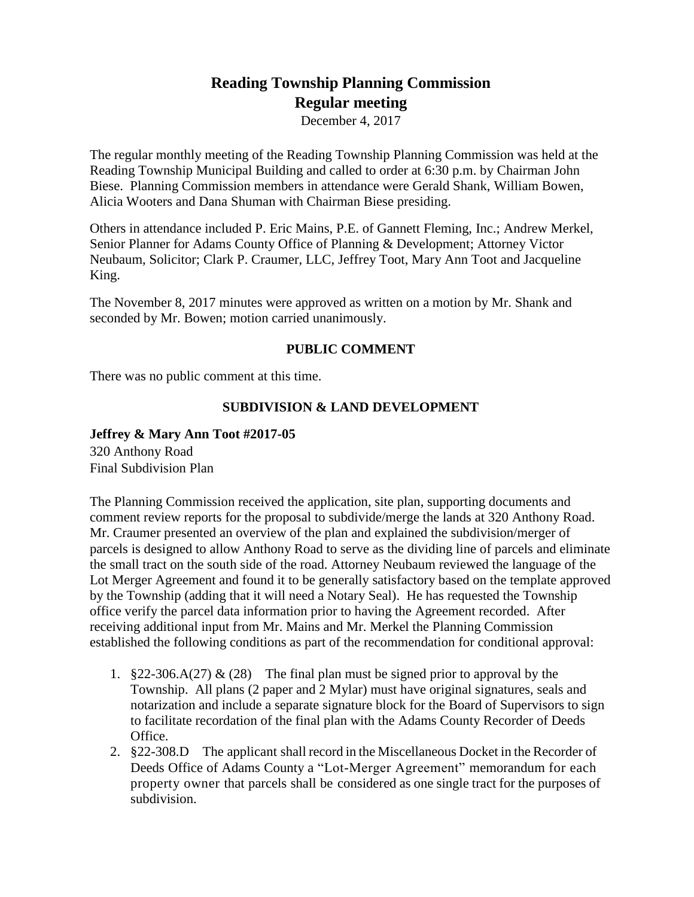# Reading Township Planning Commission
# Regular meeting

December 4, 2017

The regular monthly meeting of the Reading Township Planning Commission was held at the Reading Township Municipal Building and called to order at 6:30 p.m. by Chairman John Biese. Planning Commission members in attendance were Gerald Shank, William Bowen, Alicia Wooters and Dana Shuman with Chairman Biese presiding.

Others in attendance included P. Eric Mains, P.E. of Gannett Fleming, Inc.; Andrew Merkel, Senior Planner for Adams County Office of Planning & Development; Attorney Victor Neubaum, Solicitor; Clark P. Craumer, LLC, Jeffrey Toot, Mary Ann Toot and Jacqueline King.

The November 8, 2017 minutes were approved as written on a motion by Mr. Shank and seconded by Mr. Bowen; motion carried unanimously.

## PUBLIC COMMENT

There was no public comment at this time.

## SUBDIVISION & LAND DEVELOPMENT

**Jeffrey & Mary Ann Toot #2017-05**
320 Anthony Road
Final Subdivision Plan

The Planning Commission received the application, site plan, supporting documents and comment review reports for the proposal to subdivide/merge the lands at 320 Anthony Road. Mr. Craumer presented an overview of the plan and explained the subdivision/merger of parcels is designed to allow Anthony Road to serve as the dividing line of parcels and eliminate the small tract on the south side of the road. Attorney Neubaum reviewed the language of the Lot Merger Agreement and found it to be generally satisfactory based on the template approved by the Township (adding that it will need a Notary Seal). He has requested the Township office verify the parcel data information prior to having the Agreement recorded. After receiving additional input from Mr. Mains and Mr. Merkel the Planning Commission established the following conditions as part of the recommendation for conditional approval:

1. §22-306.A(27) & (28) The final plan must be signed prior to approval by the Township. All plans (2 paper and 2 Mylar) must have original signatures, seals and notarization and include a separate signature block for the Board of Supervisors to sign to facilitate recordation of the final plan with the Adams County Recorder of Deeds Office.
2. §22-308.D The applicant shall record in the Miscellaneous Docket in the Recorder of Deeds Office of Adams County a "Lot-Merger Agreement" memorandum for each property owner that parcels shall be considered as one single tract for the purposes of subdivision.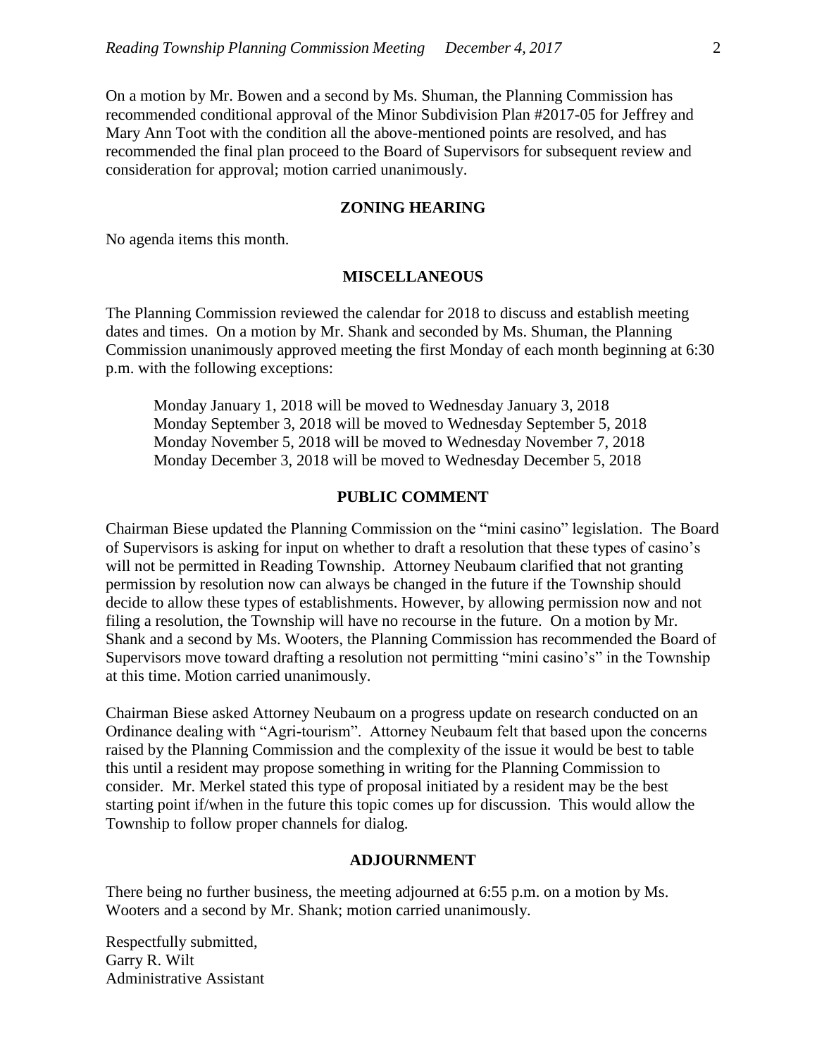On a motion by Mr. Bowen and a second by Ms. Shuman, the Planning Commission has recommended conditional approval of the Minor Subdivision Plan #2017-05 for Jeffrey and Mary Ann Toot with the condition all the above-mentioned points are resolved, and has recommended the final plan proceed to the Board of Supervisors for subsequent review and consideration for approval; motion carried unanimously.

## ZONING HEARING

No agenda items this month.

## MISCELLANEOUS

The Planning Commission reviewed the calendar for 2018 to discuss and establish meeting dates and times. On a motion by Mr. Shank and seconded by Ms. Shuman, the Planning Commission unanimously approved meeting the first Monday of each month beginning at 6:30 p.m. with the following exceptions:

Monday January 1, 2018 will be moved to Wednesday January 3, 2018
Monday September 3, 2018 will be moved to Wednesday September 5, 2018
Monday November 5, 2018 will be moved to Wednesday November 7, 2018
Monday December 3, 2018 will be moved to Wednesday December 5, 2018

## PUBLIC COMMENT

Chairman Biese updated the Planning Commission on the "mini casino" legislation. The Board of Supervisors is asking for input on whether to draft a resolution that these types of casino's will not be permitted in Reading Township. Attorney Neubaum clarified that not granting permission by resolution now can always be changed in the future if the Township should decide to allow these types of establishments. However, by allowing permission now and not filing a resolution, the Township will have no recourse in the future. On a motion by Mr. Shank and a second by Ms. Wooters, the Planning Commission has recommended the Board of Supervisors move toward drafting a resolution not permitting "mini casino's" in the Township at this time. Motion carried unanimously.

Chairman Biese asked Attorney Neubaum on a progress update on research conducted on an Ordinance dealing with "Agri-tourism". Attorney Neubaum felt that based upon the concerns raised by the Planning Commission and the complexity of the issue it would be best to table this until a resident may propose something in writing for the Planning Commission to consider. Mr. Merkel stated this type of proposal initiated by a resident may be the best starting point if/when in the future this topic comes up for discussion. This would allow the Township to follow proper channels for dialog.

## ADJOURNMENT

There being no further business, the meeting adjourned at 6:55 p.m. on a motion by Ms. Wooters and a second by Mr. Shank; motion carried unanimously.

Respectfully submitted,
Garry R. Wilt
Administrative Assistant